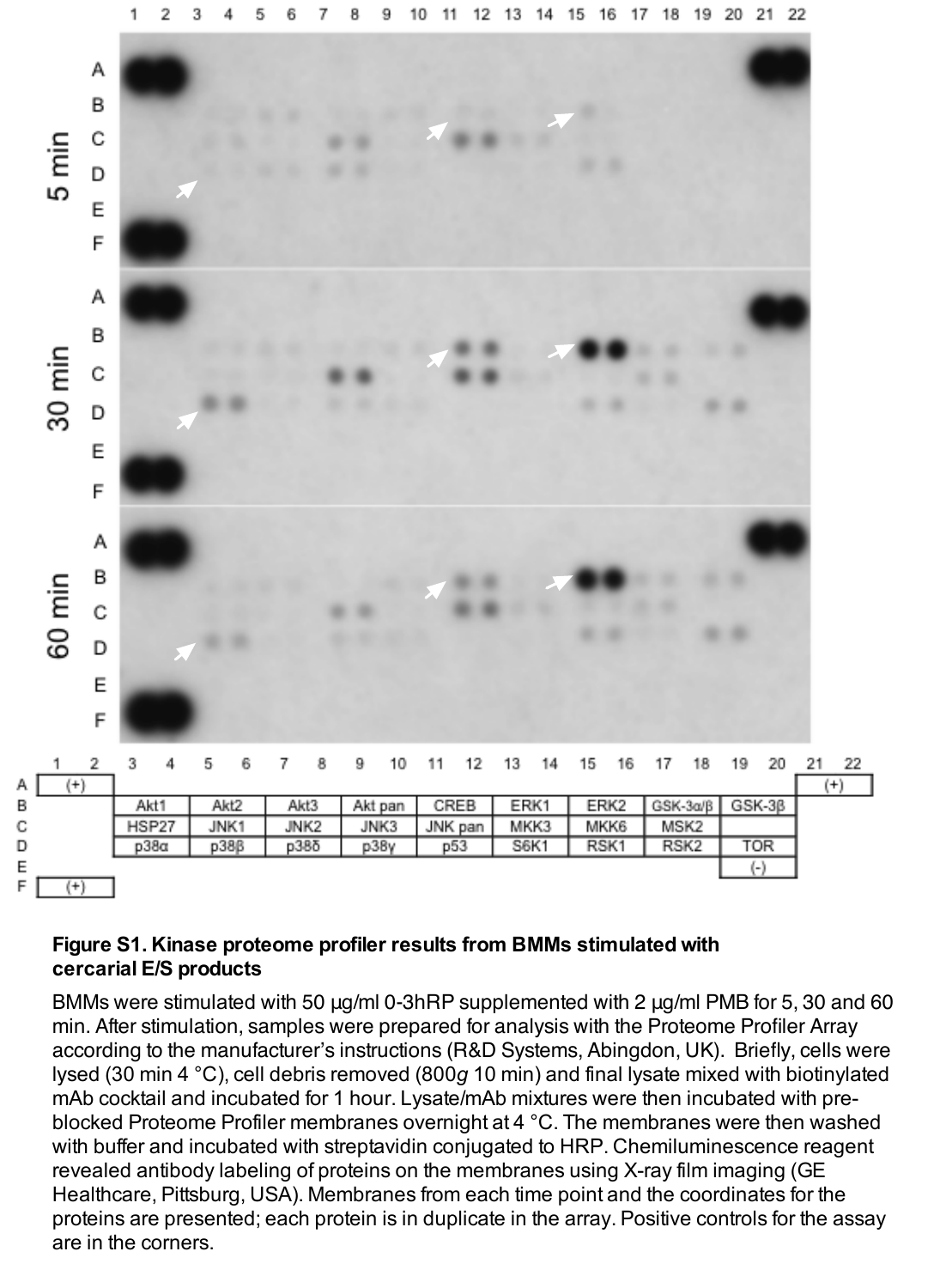| | 1 | 2 | 3 | 4 | 5 | 6 | 7 | 8 | 9 | 10 | 11 | 12 | 13 | 14 | 15 | 16 | 17 | 18 | 19 | 20 | 21 | 22 |
|---|---|---|---|---|---|---|---|---|---|---|---|---|---|---|---|---|---|---|---|---|---|---|
| A | (+) | | | | | | | | | | | | | | | | | | | | (+) | |
| B | | | Akt1 | | Akt2 | | Akt3 | | Akt pan | | CREB | | ERK1 | | ERK2 | | GSK-3α/β | | GSK-3β | | | |
| C | | | HSP27 | | JNK1 | | JNK2 | | JNK3 | | JNK pan | | MKK3 | | MKK6 | | MSK2 | | | | | |
| D | | | p38α | | p38β | | p38δ | | p38γ | | p53 | | S6K1 | | RSK1 | | RSK2 | | TOR | | | |
| E | | | | | | | | | | | | | | | | | | | (-) | | | |
| F | (+) | | | | | | | | | | | | | | | | | | | | | |

**Figure S1. Kinase proteome profiler results from BMMs stimulated with cercarial E/S products**

BMMs were stimulated with 50 µg/ml 0-3hRP supplemented with 2 µg/ml PMB for 5, 30 and 60 min. After stimulation, samples were prepared for analysis with the Proteome Profiler Array according to the manufacturer's instructions (R&D Systems, Abingdon, UK). Briefly, cells were lysed (30 min 4 °C), cell debris removed (800*g* 10 min) and final lysate mixed with biotinylated mAb cocktail and incubated for 1 hour. Lysate/mAb mixtures were then incubated with pre-blocked Proteome Profiler membranes overnight at 4 °C. The membranes were then washed with buffer and incubated with streptavidin conjugated to HRP. Chemiluminescence reagent revealed antibody labeling of proteins on the membranes using X-ray film imaging (GE Healthcare, Pittsburg, USA). Membranes from each time point and the coordinates for the proteins are presented; each protein is in duplicate in the array. Positive controls for the assay are in the corners.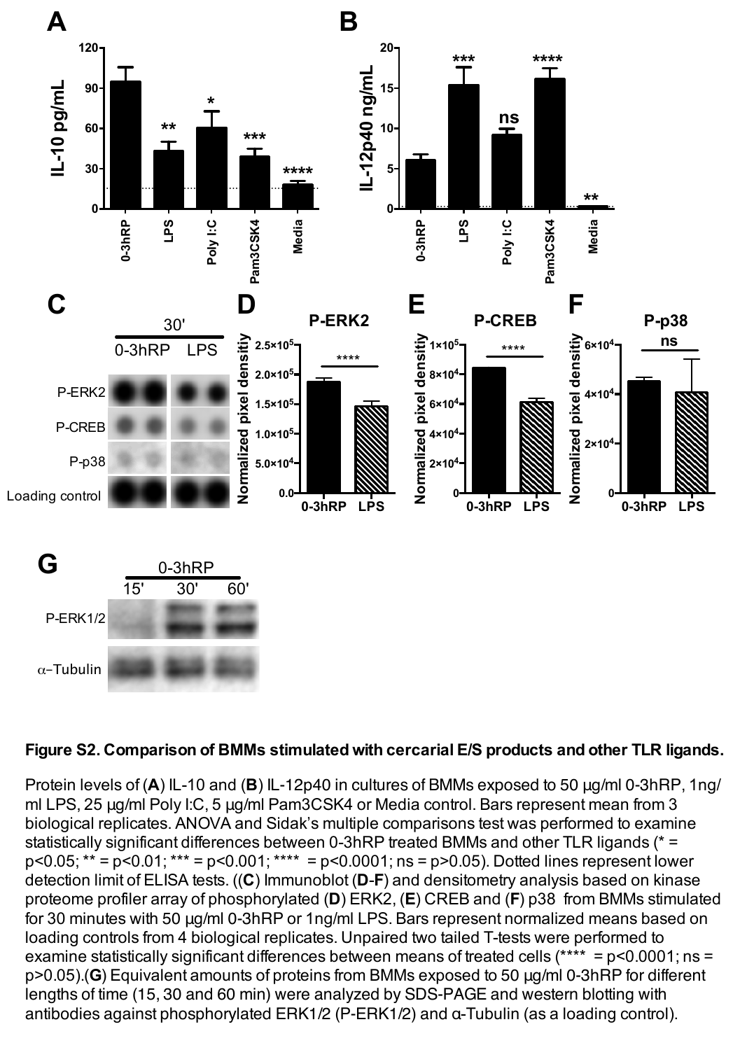**Figure S2. Comparison of BMMs stimulated with cercarial E/S products and other TLR ligands.**

Protein levels of (**A**) IL-10 and (**B**) IL-12p40 in cultures of BMMs exposed to 50 µg/ml 0-3hRP, 1ng/ml LPS, 25 µg/ml Poly I:C, 5 µg/ml Pam3CSK4 or Media control. Bars represent mean from 3 biological replicates. ANOVA and Sidak's multiple comparisons test was performed to examine statistically significant differences between 0-3hRP treated BMMs and other TLR ligands (* = p<0.05; ** = p<0.01; *** = p<0.001; **** = p<0.0001; ns = p>0.05). Dotted lines represent lower detection limit of ELISA tests. ((**C**) Immunoblot (**D**-**F**) and densitometry analysis based on kinase proteome profiler array of phosphorylated (**D**) ERK2, (**E**) CREB and (**F**) p38 from BMMs stimulated for 30 minutes with 50 µg/ml 0-3hRP or 1ng/ml LPS. Bars represent normalized means based on loading controls from 4 biological replicates. Unpaired two tailed T-tests were performed to examine statistically significant differences between means of treated cells (**** = p<0.0001; ns = p>0.05).(**G**) Equivalent amounts of proteins from BMMs exposed to 50 µg/ml 0-3hRP for different lengths of time (15, 30 and 60 min) were analyzed by SDS-PAGE and western blotting with antibodies against phosphorylated ERK1/2 (P-ERK1/2) and α-Tubulin (as a loading control).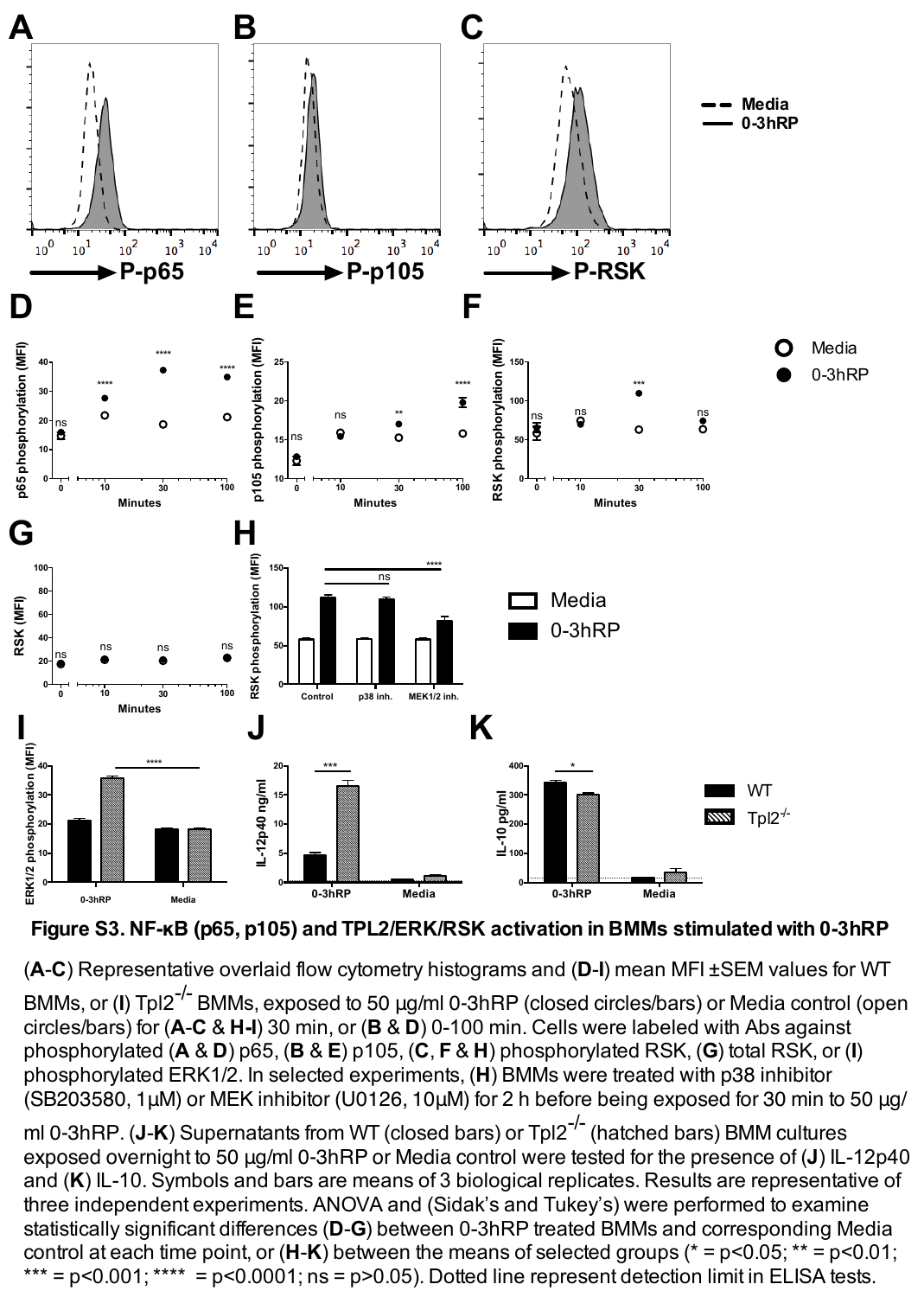A B C

Media
0-3hRP

P-p65
P-p105
P-RSK

D E F

Media
0-3hRP

p65 phosphorylation (MFI)
p105 phosphorylation (MFI)
RSK phosphorylation (MFI)
Minutes

G H

RSK (MFI)
Minutes
RSK phosphorylation (MFI)
Control
p38 inh.
MEK1/2 inh.

Media
0-3hRP

I J K

ERK1/2 phosphorylation (MFI)
IL-12p40 ng/ml
IL-10 pg/ml
0-3hRP
Media

WT
$Tpl2^{-/-}$

**Figure S3. NF-κB (p65, p105) and TPL2/ERK/RSK activation in BMMs stimulated with 0-3hRP**

(**A**-**C**) Representative overlaid flow cytometry histograms and (**D**-**I**) mean MFI ±SEM values for WT BMMs, or (**I**) $Tpl2^{-/-}$ BMMs, exposed to 50 µg/ml 0-3hRP (closed circles/bars) or Media control (open circles/bars) for (**A**-**C** & **H**-**I**) 30 min, or (**B** & **D**) 0-100 min. Cells were labeled with Abs against phosphorylated (**A** & **D**) p65, (**B** & **E**) p105, (**C**, **F** & **H**) phosphorylated RSK, (**G**) total RSK, or (**I**) phosphorylated ERK1/2. In selected experiments, (**H**) BMMs were treated with p38 inhibitor (SB203580, 1µM) or MEK inhibitor (U0126, 10µM) for 2 h before being exposed for 30 min to 50 µg/ml 0-3hRP. (**J**-**K**) Supernatants from WT (closed bars) or $Tpl2^{-/-}$ (hatched bars) BMM cultures exposed overnight to 50 µg/ml 0-3hRP or Media control were tested for the presence of (**J**) IL-12p40 and (**K**) IL-10. Symbols and bars are means of 3 biological replicates. Results are representative of three independent experiments. ANOVA and (Sidak's and Tukey's) were performed to examine statistically significant differences (**D**-**G**) between 0-3hRP treated BMMs and corresponding Media control at each time point, or (**H**-**K**) between the means of selected groups (* = p<0.05; ** = p<0.01; *** = p<0.001; **** = p<0.0001; ns = p>0.05). Dotted line represent detection limit in ELISA tests.